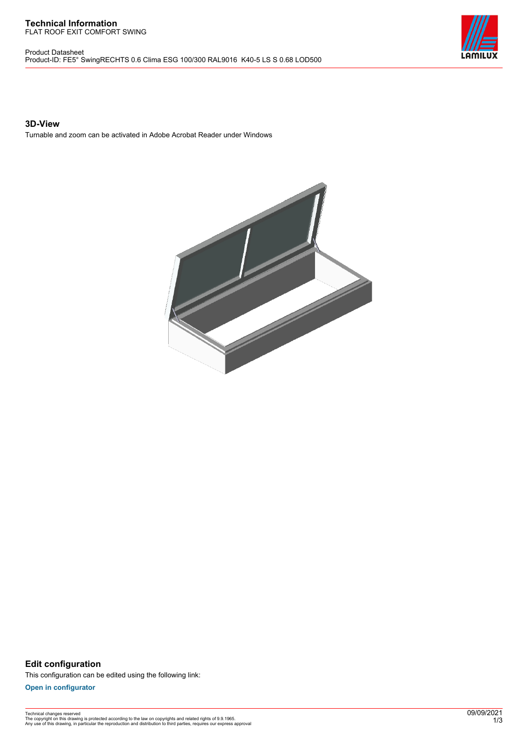# Technical Information

FLAT ROOF EXIT COMFORT SWING

Product Datasheet
Product-ID: FE5° SwingRECHTS 0.6 Clima ESG 100/300 RAL9016 K40-5 LS S 0.68 LOD500

## 3D-View

Turnable and zoom can be activated in Adobe Acrobat Reader under Windows

## Edit configuration

This configuration can be edited using the following link:

**Open in configurator**

Technical changes reserved
The copyright on this drawing is protected according to the law on copyrights and related rights of 9.9.1965.
Any use of this drawing, in particular the reproduction and distribution to third parties, requires our express approval

09/09/2021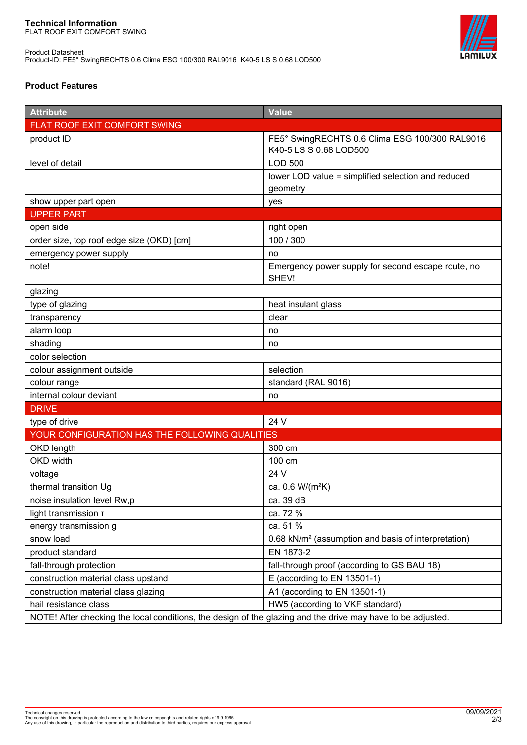**Technical Information**
FLAT ROOF EXIT COMFORT SWING

Product Datasheet
Product-ID: FE5° SwingRECHTS 0.6 Clima ESG 100/300 RAL9016 K40-5 LS S 0.68 LOD500

### Product Features

| Attribute | Value |
|---|---|
| FLAT ROOF EXIT COMFORT SWING | |
| product ID | FE5° SwingRECHTS 0.6 Clima ESG 100/300 RAL9016 K40-5 LS S 0.68 LOD500 |
| level of detail | LOD 500 |
| | lower LOD value = simplified selection and reduced geometry |
| show upper part open | yes |
| UPPER PART | |
| open side | right open |
| order size, top roof edge size (OKD) [cm] | 100 / 300 |
| emergency power supply | no |
| note! | Emergency power supply for second escape route, no SHEV! |
| glazing | |
| type of glazing | heat insulant glass |
| transparency | clear |
| alarm loop | no |
| shading | no |
| color selection | |
| colour assignment outside | selection |
| colour range | standard (RAL 9016) |
| internal colour deviant | no |
| DRIVE | |
| type of drive | 24 V |
| YOUR CONFIGURATION HAS THE FOLLOWING QUALITIES | |
| OKD length | 300 cm |
| OKD width | 100 cm |
| voltage | 24 V |
| thermal transition Ug | ca. 0.6 W/(m²K) |
| noise insulation level Rw,p | ca. 39 dB |
| light transmission τ | ca. 72 % |
| energy transmission g | ca. 51 % |
| snow load | 0.68 kN/m² (assumption and basis of interpretation) |
| product standard | EN 1873-2 |
| fall-through protection | fall-through proof (according to GS BAU 18) |
| construction material class upstand | E (according to EN 13501-1) |
| construction material class glazing | A1 (according to EN 13501-1) |
| hail resistance class | HW5 (according to VKF standard) |
| NOTE! After checking the local conditions, the design of the glazing and the drive may have to be adjusted. | |

Technical changes reserved
The copyright on this drawing is protected according to the law on copyrights and related rights of 9.9.1965.
Any use of this drawing, in particular the reproduction and distribution to third parties, requires our express approval

09/09/2021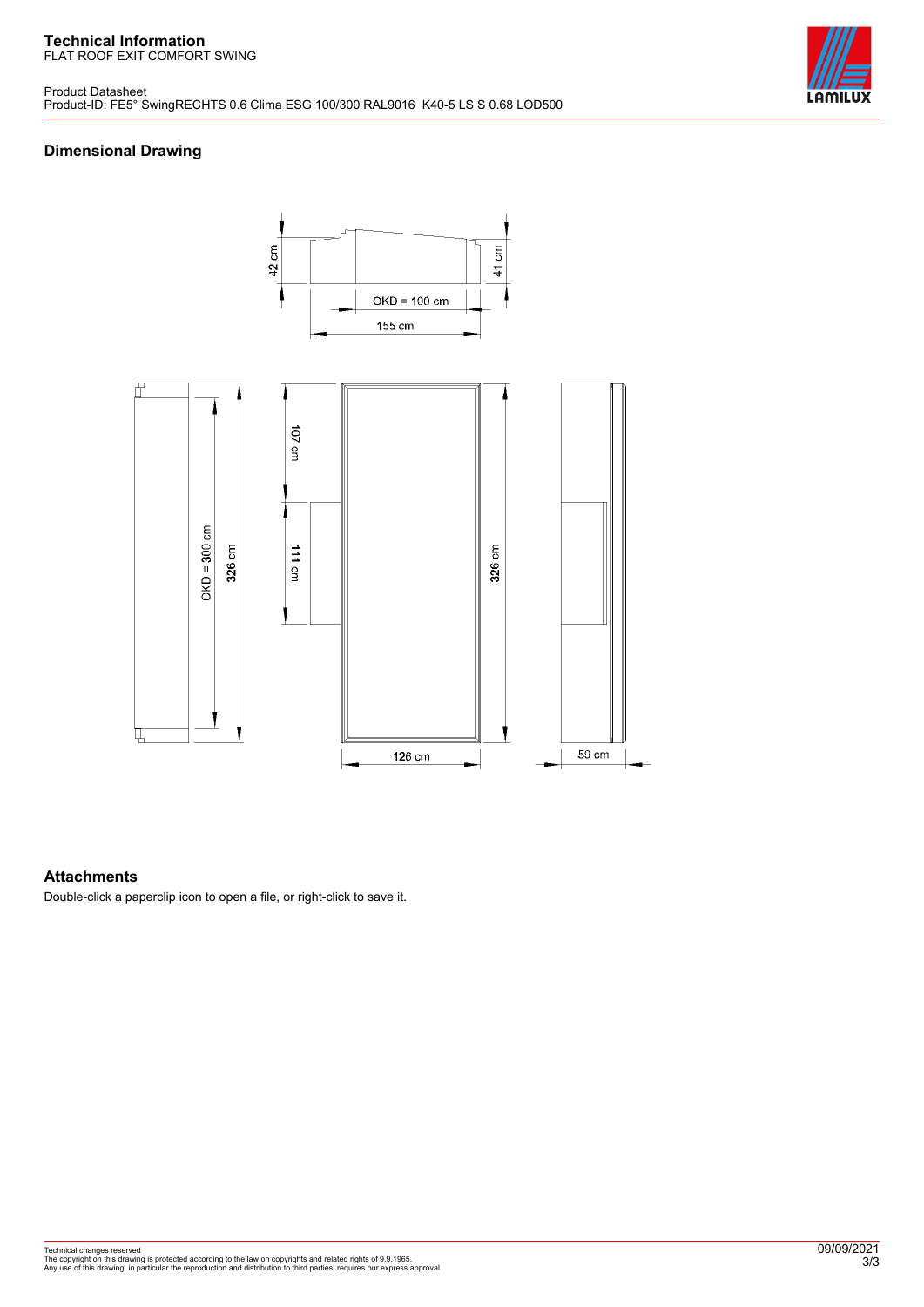## Dimensional Drawing

42 cm
41 cm
OKD = 100 cm
155 cm
OKD = 300 cm
326 cm
107 cm
111 cm
326 cm
126 cm
59 cm

## Attachments

Double-click a paperclip icon to open a file, or right-click to save it.